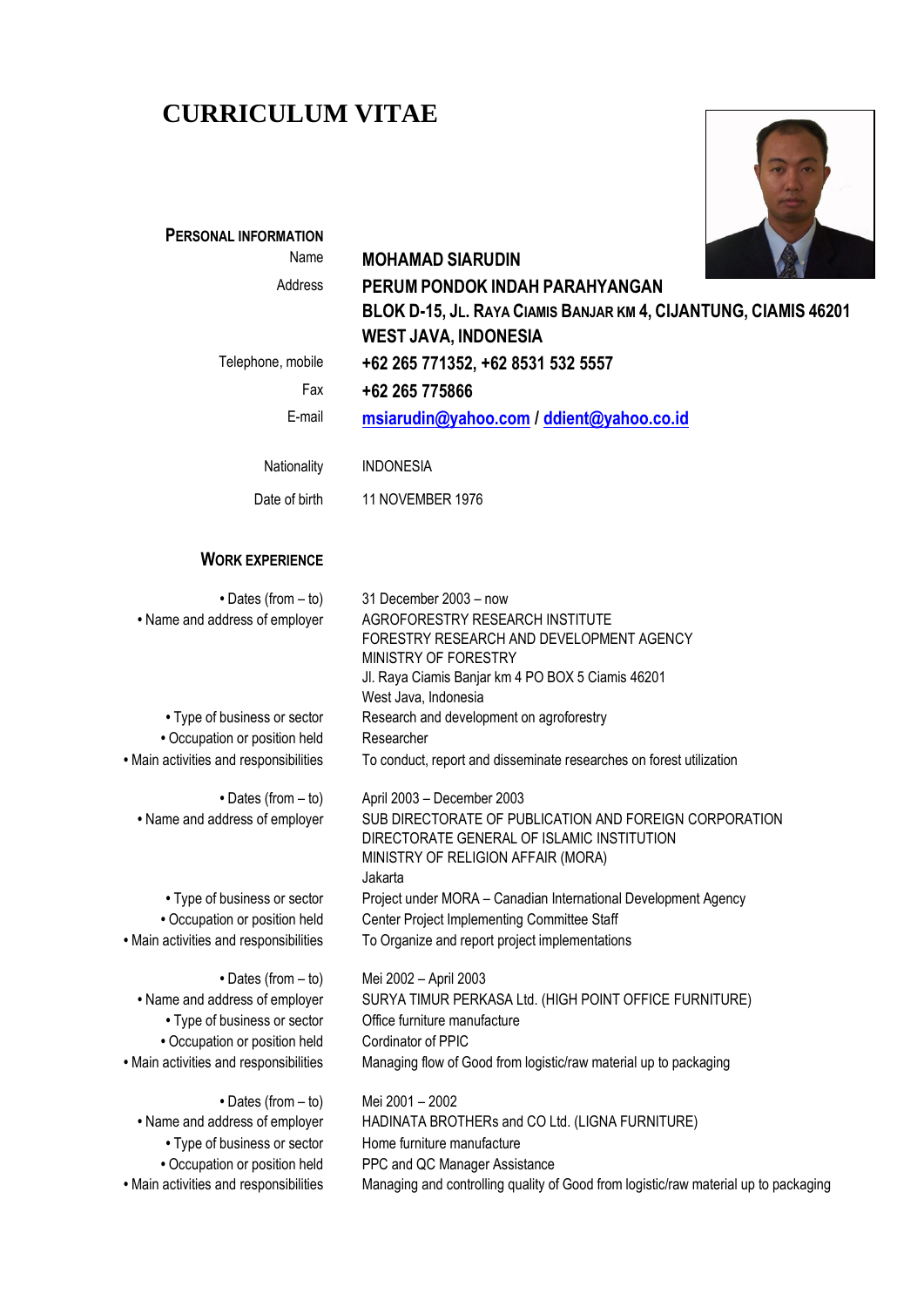# CURRICULUM VITAE

## PERSONAL INFORMATION

| | |
|---|---|
| Name | **MOHAMAD SIARUDIN** |
| Address | **PERUM PONDOK INDAH PARAHYANGAN**<br>**BLOK D-15, JL. RAYA CIAMIS BANJAR KM 4, CIJANTUNG, CIAMIS 46201**<br>**WEST JAVA, INDONESIA** |
| Telephone, mobile | **+62 265 771352, +62 8531 532 5557** |
| Fax | **+62 265 775866** |
| E-mail | **msiarudin@yahoo.com / ddient@yahoo.co.id** |
| Nationality | INDONESIA |
| Date of birth | 11 NOVEMBER 1976 |

## WORK EXPERIENCE

| | |
|---|---|
| • Dates (from – to) | 31 December 2003 – now |
| • Name and address of employer | AGROFORESTRY RESEARCH INSTITUTE<br>FORESTRY RESEARCH AND DEVELOPMENT AGENCY<br>MINISTRY OF FORESTRY<br>Jl. Raya Ciamis Banjar km 4 PO BOX 5 Ciamis 46201<br>West Java, Indonesia |
| • Type of business or sector | Research and development on agroforestry |
| • Occupation or position held | Researcher |
| • Main activities and responsibilities | To conduct, report and disseminate researches on forest utilization |

| | |
|---|---|
| • Dates (from – to) | April 2003 – December 2003 |
| • Name and address of employer | SUB DIRECTORATE OF PUBLICATION AND FOREIGN CORPORATION<br>DIRECTORATE GENERAL OF ISLAMIC INSTITUTION<br>MINISTRY OF RELIGION AFFAIR (MORA)<br>Jakarta |
| • Type of business or sector | Project under MORA – Canadian International Development Agency |
| • Occupation or position held | Center Project Implementing Committee Staff |
| • Main activities and responsibilities | To Organize and report project implementations |

| | |
|---|---|
| • Dates (from – to) | Mei 2002 – April 2003 |
| • Name and address of employer | SURYA TIMUR PERKASA Ltd. (HIGH POINT OFFICE FURNITURE) |
| • Type of business or sector | Office furniture manufacture |
| • Occupation or position held | Cordinator of PPIC |
| • Main activities and responsibilities | Managing flow of Good from logistic/raw material up to packaging |

| | |
|---|---|
| • Dates (from – to) | Mei 2001 – 2002 |
| • Name and address of employer | HADINATA BROTHERs and CO Ltd. (LIGNA FURNITURE) |
| • Type of business or sector | Home furniture manufacture |
| • Occupation or position held | PPC and QC Manager Assistance |
| • Main activities and responsibilities | Managing and controlling quality of Good from logistic/raw material up to packaging |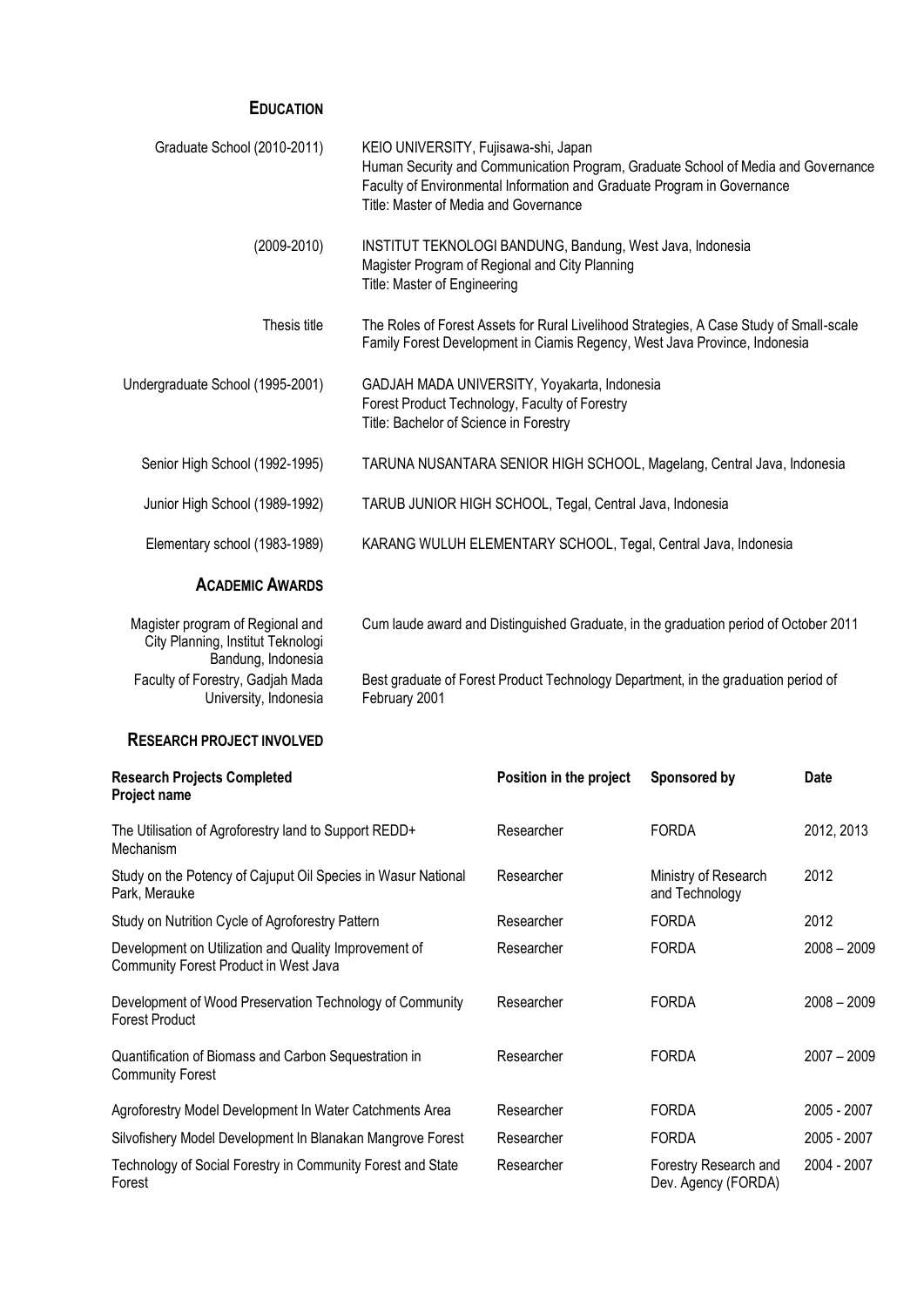## EDUCATION

| | |
|---|---|
| Graduate School (2010-2011) | KEIO UNIVERSITY, Fujisawa-shi, Japan<br>Human Security and Communication Program, Graduate School of Media and Governance<br>Faculty of Environmental Information and Graduate Program in Governance<br>Title: Master of Media and Governance |
| (2009-2010) | INSTITUT TEKNOLOGI BANDUNG, Bandung, West Java, Indonesia<br>Magister Program of Regional and City Planning<br>Title: Master of Engineering |
| Thesis title | The Roles of Forest Assets for Rural Livelihood Strategies, A Case Study of Small-scale Family Forest Development in Ciamis Regency, West Java Province, Indonesia |
| Undergraduate School (1995-2001) | GADJAH MADA UNIVERSITY, Yoyakarta, Indonesia<br>Forest Product Technology, Faculty of Forestry<br>Title: Bachelor of Science in Forestry |
| Senior High School (1992-1995) | TARUNA NUSANTARA SENIOR HIGH SCHOOL, Magelang, Central Java, Indonesia |
| Junior High School (1989-1992) | TARUB JUNIOR HIGH SCHOOL, Tegal, Central Java, Indonesia |
| Elementary school (1983-1989) | KARANG WULUH ELEMENTARY SCHOOL, Tegal, Central Java, Indonesia |

## ACADEMIC AWARDS

| | |
|---|---|
| Magister program of Regional and City Planning, Institut Teknologi Bandung, Indonesia | Cum laude award and Distinguished Graduate, in the graduation period of October 2011 |
| Faculty of Forestry, Gadjah Mada University, Indonesia | Best graduate of Forest Product Technology Department, in the graduation period of February 2001 |

## RESEARCH PROJECT INVOLVED

| Research Projects Completed<br>Project name | Position in the project | Sponsored by | Date |
|---|---|---|---|
| The Utilisation of Agroforestry land to Support REDD+ Mechanism | Researcher | FORDA | 2012, 2013 |
| Study on the Potency of Cajuput Oil Species in Wasur National Park, Merauke | Researcher | Ministry of Research and Technology | 2012 |
| Study on Nutrition Cycle of Agroforestry Pattern | Researcher | FORDA | 2012 |
| Development on Utilization and Quality Improvement of Community Forest Product in West Java | Researcher | FORDA | 2008 – 2009 |
| Development of Wood Preservation Technology of Community Forest Product | Researcher | FORDA | 2008 – 2009 |
| Quantification of Biomass and Carbon Sequestration in Community Forest | Researcher | FORDA | 2007 – 2009 |
| Agroforestry Model Development In Water Catchments Area | Researcher | FORDA | 2005 - 2007 |
| Silvofishery Model Development In Blanakan Mangrove Forest | Researcher | FORDA | 2005 - 2007 |
| Technology of Social Forestry in Community Forest and State Forest | Researcher | Forestry Research and Dev. Agency (FORDA) | 2004 - 2007 |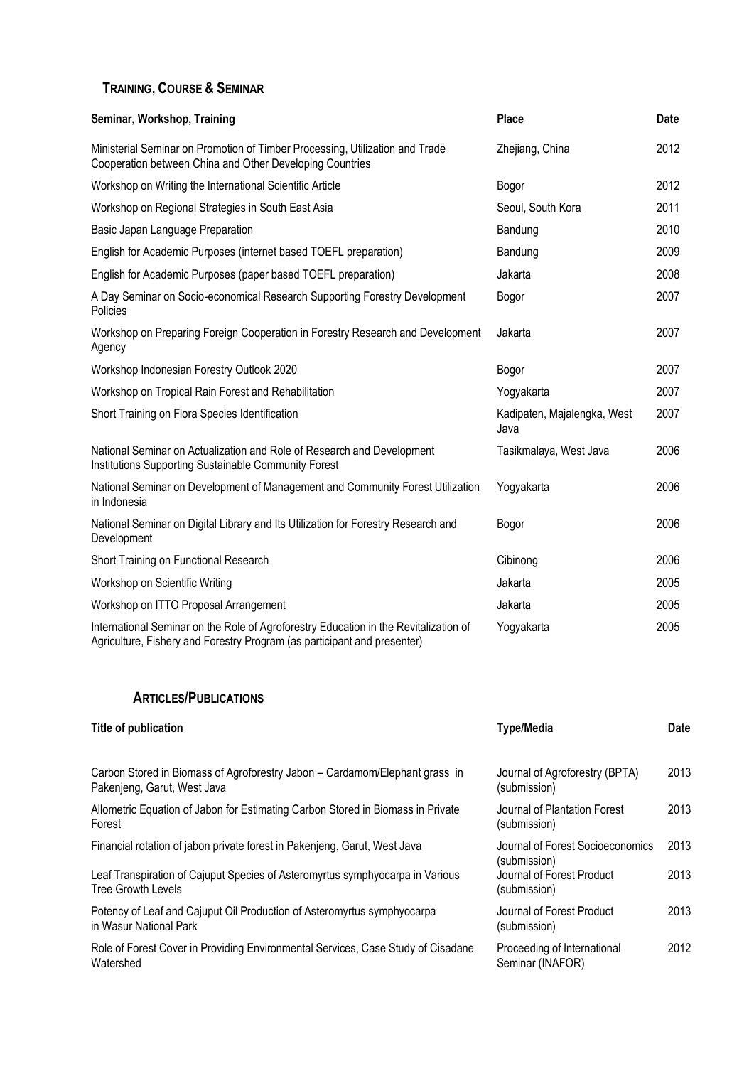## Training, Course & Seminar

| Seminar, Workshop, Training | Place | Date |
|---|---|---|
| Ministerial Seminar on Promotion of Timber Processing, Utilization and Trade Cooperation between China and Other Developing Countries | Zhejiang, China | 2012 |
| Workshop on Writing the International Scientific Article | Bogor | 2012 |
| Workshop on Regional Strategies in South East Asia | Seoul, South Kora | 2011 |
| Basic Japan Language Preparation | Bandung | 2010 |
| English for Academic Purposes (internet based TOEFL preparation) | Bandung | 2009 |
| English for Academic Purposes (paper based TOEFL preparation) | Jakarta | 2008 |
| A Day Seminar on Socio-economical Research Supporting Forestry Development Policies | Bogor | 2007 |
| Workshop on Preparing Foreign Cooperation in Forestry Research and Development Agency | Jakarta | 2007 |
| Workshop Indonesian Forestry Outlook 2020 | Bogor | 2007 |
| Workshop on Tropical Rain Forest and Rehabilitation | Yogyakarta | 2007 |
| Short Training on Flora Species Identification | Kadipaten, Majalengka, West Java | 2007 |
| National Seminar on Actualization and Role of Research and Development Institutions Supporting Sustainable Community Forest | Tasikmalaya, West Java | 2006 |
| National Seminar on Development of Management and Community Forest Utilization in Indonesia | Yogyakarta | 2006 |
| National Seminar on Digital Library and Its Utilization for Forestry Research and Development | Bogor | 2006 |
| Short Training on Functional Research | Cibinong | 2006 |
| Workshop on Scientific Writing | Jakarta | 2005 |
| Workshop on ITTO Proposal Arrangement | Jakarta | 2005 |
| International Seminar on the Role of Agroforestry Education in the Revitalization of Agriculture, Fishery and Forestry Program (as participant and presenter) | Yogyakarta | 2005 |

## Articles/Publications

| Title of publication | Type/Media | Date |
|---|---|---|
| Carbon Stored in Biomass of Agroforestry Jabon – Cardamom/Elephant grass in Pakenjeng, Garut, West Java | Journal of Agroforestry (BPTA) (submission) | 2013 |
| Allometric Equation of Jabon for Estimating Carbon Stored in Biomass in Private Forest | Journal of Plantation Forest (submission) | 2013 |
| Financial rotation of jabon private forest in Pakenjeng, Garut, West Java | Journal of Forest Socioeconomics (submission) | 2013 |
| Leaf Transpiration of Cajuput Species of Asteromyrtus symphyocarpa in Various Tree Growth Levels | Journal of Forest Product (submission) | 2013 |
| Potency of Leaf and Cajuput Oil Production of Asteromyrtus symphyocarpa in Wasur National Park | Journal of Forest Product (submission) | 2013 |
| Role of Forest Cover in Providing Environmental Services, Case Study of Cisadane Watershed | Proceeding of International Seminar (INAFOR) | 2012 |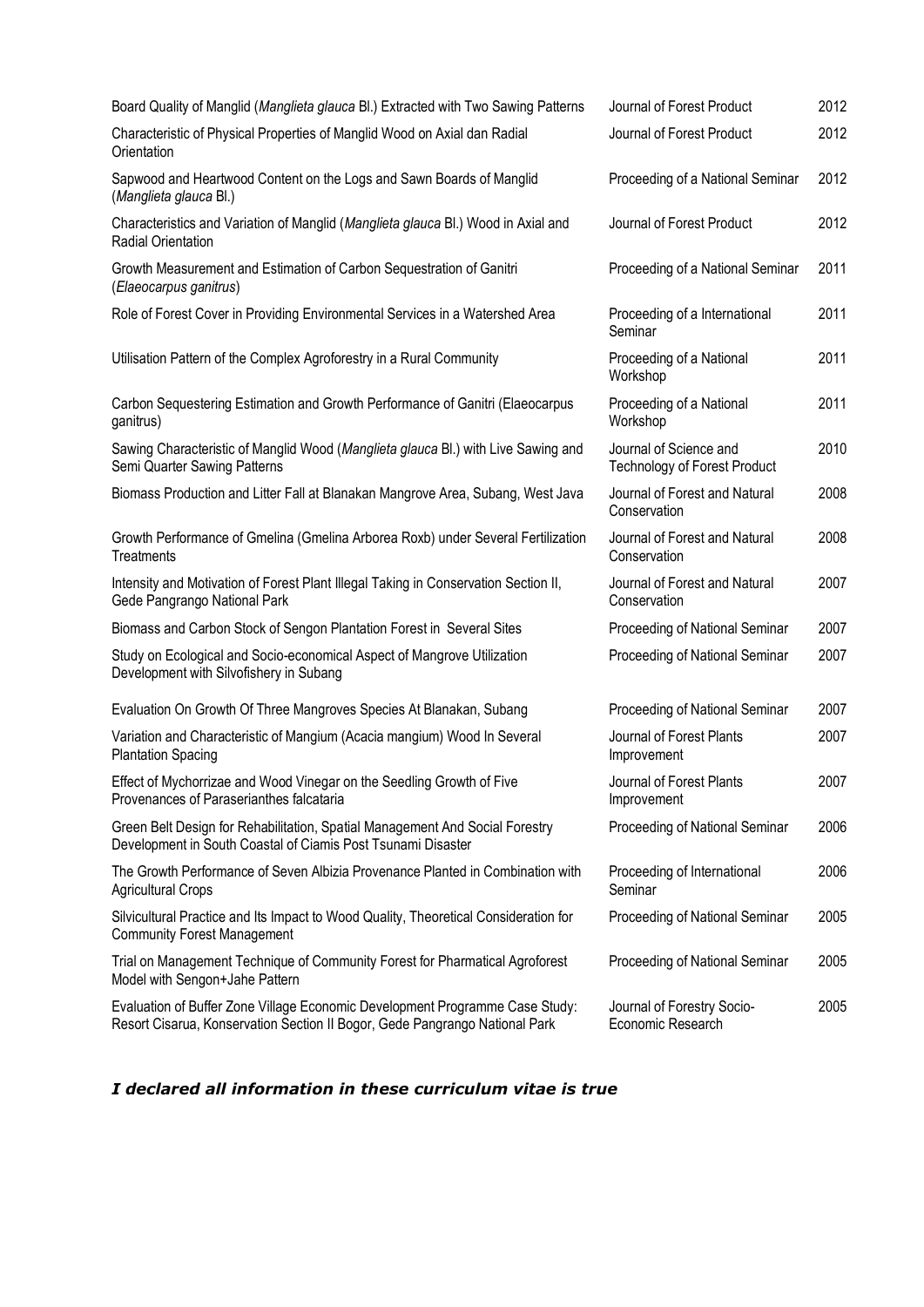| | | |
|---|---|---|
| Board Quality of Manglid (*Manglieta glauca* Bl.) Extracted with Two Sawing Patterns | Journal of Forest Product | 2012 |
| Characteristic of Physical Properties of Manglid Wood on Axial dan Radial Orientation | Journal of Forest Product | 2012 |
| Sapwood and Heartwood Content on the Logs and Sawn Boards of Manglid (*Manglieta glauca* Bl.) | Proceeding of a National Seminar | 2012 |
| Characteristics and Variation of Manglid (*Manglieta glauca* Bl.) Wood in Axial and Radial Orientation | Journal of Forest Product | 2012 |
| Growth Measurement and Estimation of Carbon Sequestration of Ganitri (*Elaeocarpus ganitrus*) | Proceeding of a National Seminar | 2011 |
| Role of Forest Cover in Providing Environmental Services in a Watershed Area | Proceeding of a International Seminar | 2011 |
| Utilisation Pattern of the Complex Agroforestry in a Rural Community | Proceeding of a National Workshop | 2011 |
| Carbon Sequestering Estimation and Growth Performance of Ganitri (Elaeocarpus ganitrus) | Proceeding of a National Workshop | 2011 |
| Sawing Characteristic of Manglid Wood (*Manglieta glauca* Bl.) with Live Sawing and Semi Quarter Sawing Patterns | Journal of Science and Technology of Forest Product | 2010 |
| Biomass Production and Litter Fall at Blanakan Mangrove Area, Subang, West Java | Journal of Forest and Natural Conservation | 2008 |
| Growth Performance of Gmelina (Gmelina Arborea Roxb) under Several Fertilization Treatments | Journal of Forest and Natural Conservation | 2008 |
| Intensity and Motivation of Forest Plant Illegal Taking in Conservation Section II, Gede Pangrango National Park | Journal of Forest and Natural Conservation | 2007 |
| Biomass and Carbon Stock of Sengon Plantation Forest in Several Sites | Proceeding of National Seminar | 2007 |
| Study on Ecological and Socio-economical Aspect of Mangrove Utilization Development with Silvofishery in Subang | Proceeding of National Seminar | 2007 |
| Evaluation On Growth Of Three Mangroves Species At Blanakan, Subang | Proceeding of National Seminar | 2007 |
| Variation and Characteristic of Mangium (Acacia mangium) Wood In Several Plantation Spacing | Journal of Forest Plants Improvement | 2007 |
| Effect of Mychorrizae and Wood Vinegar on the Seedling Growth of Five Provenances of Paraserianthes falcataria | Journal of Forest Plants Improvement | 2007 |
| Green Belt Design for Rehabilitation, Spatial Management And Social Forestry Development in South Coastal of Ciamis Post Tsunami Disaster | Proceeding of National Seminar | 2006 |
| The Growth Performance of Seven Albizia Provenance Planted in Combination with Agricultural Crops | Proceeding of International Seminar | 2006 |
| Silvicultural Practice and Its Impact to Wood Quality, Theoretical Consideration for Community Forest Management | Proceeding of National Seminar | 2005 |
| Trial on Management Technique of Community Forest for Pharmatical Agroforest Model with Sengon+Jahe Pattern | Proceeding of National Seminar | 2005 |
| Evaluation of Buffer Zone Village Economic Development Programme Case Study: Resort Cisarua, Konservation Section II Bogor, Gede Pangrango National Park | Journal of Forestry Socio-Economic Research | 2005 |

***I declared all information in these curriculum vitae is true***